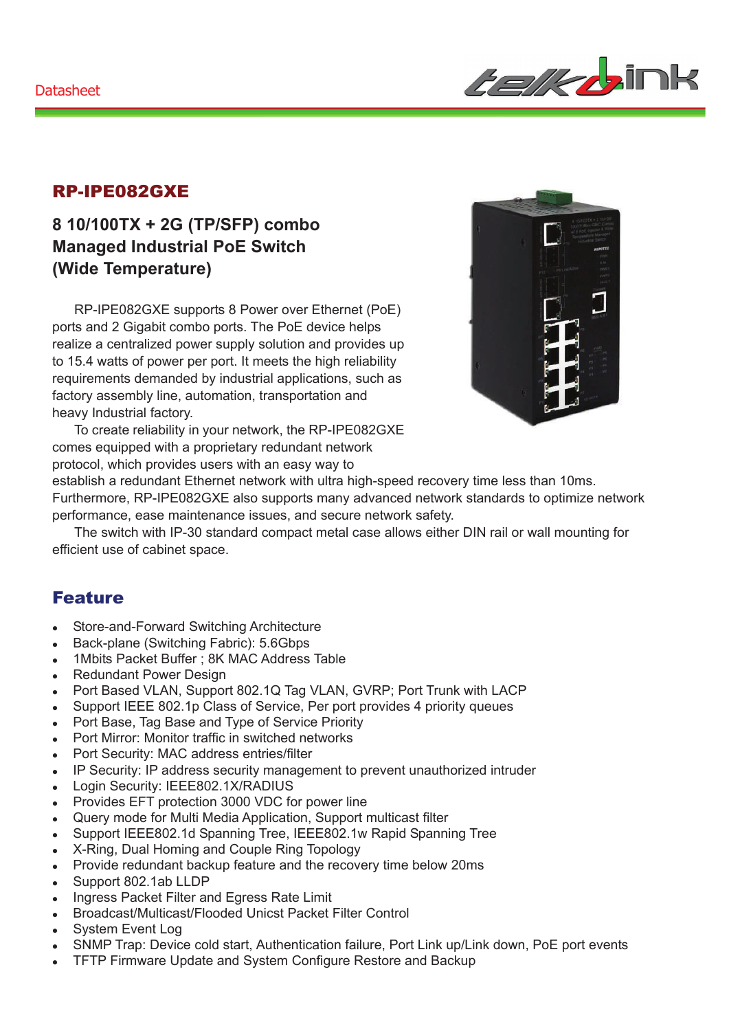Datasheet

# RP-IPE082GXE

## 8 10/100TX + 2G (TP/SFP) combo Managed Industrial PoE Switch (Wide Temperature)

RP-IPE082GXE supports 8 Power over Ethernet (PoE) ports and 2 Gigabit combo ports. The PoE device helps realize a centralized power supply solution and provides up to 15.4 watts of power per port. It meets the high reliability requirements demanded by industrial applications, such as factory assembly line, automation, transportation and heavy Industrial factory.

To create reliability in your network, the RP-IPE082GXE comes equipped with a proprietary redundant network protocol, which provides users with an easy way to establish a redundant Ethernet network with ultra high-speed recovery time less than 10ms. Furthermore, RP-IPE082GXE also supports many advanced network standards to optimize network performance, ease maintenance issues, and secure network safety.

The switch with IP-30 standard compact metal case allows either DIN rail or wall mounting for efficient use of cabinet space.

## Feature

- Store-and-Forward Switching Architecture
- Back-plane (Switching Fabric): 5.6Gbps
- 1Mbits Packet Buffer ; 8K MAC Address Table
- Redundant Power Design
- Port Based VLAN, Support 802.1Q Tag VLAN, GVRP; Port Trunk with LACP
- Support IEEE 802.1p Class of Service, Per port provides 4 priority queues
- Port Base, Tag Base and Type of Service Priority
- Port Mirror: Monitor traffic in switched networks
- Port Security: MAC address entries/filter
- IP Security: IP address security management to prevent unauthorized intruder
- Login Security: IEEE802.1X/RADIUS
- Provides EFT protection 3000 VDC for power line
- Query mode for Multi Media Application, Support multicast filter
- Support IEEE802.1d Spanning Tree, IEEE802.1w Rapid Spanning Tree
- X-Ring, Dual Homing and Couple Ring Topology
- Provide redundant backup feature and the recovery time below 20ms
- Support 802.1ab LLDP
- Ingress Packet Filter and Egress Rate Limit
- Broadcast/Multicast/Flooded Unicst Packet Filter Control
- System Event Log
- SNMP Trap: Device cold start, Authentication failure, Port Link up/Link down, PoE port events
- TFTP Firmware Update and System Configure Restore and Backup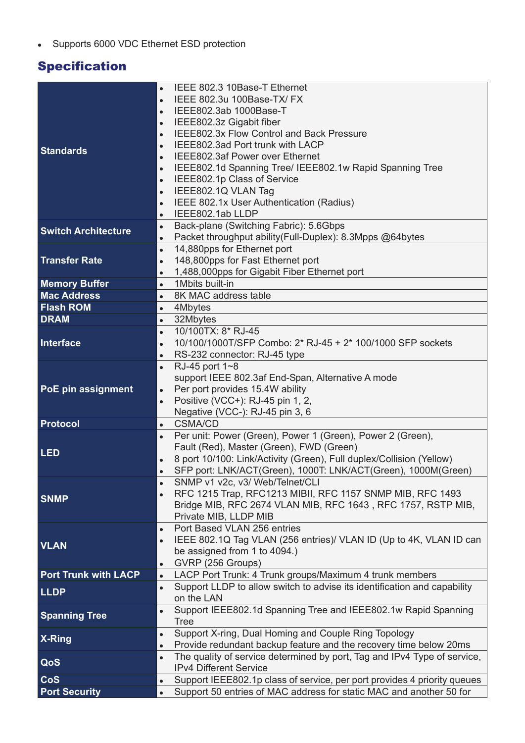- Supports 6000 VDC Ethernet ESD protection

## Specification

| | |
|---|---|
| **Standards** | • IEEE 802.3 10Base-T Ethernet<br>• IEEE 802.3u 100Base-TX/ FX<br>• IEEE802.3ab 1000Base-T<br>• IEEE802.3z Gigabit fiber<br>• IEEE802.3x Flow Control and Back Pressure<br>• IEEE802.3ad Port trunk with LACP<br>• IEEE802.3af Power over Ethernet<br>• IEEE802.1d Spanning Tree/ IEEE802.1w Rapid Spanning Tree<br>• IEEE802.1p Class of Service<br>• IEEE802.1Q VLAN Tag<br>• IEEE 802.1x User Authentication (Radius)<br>• IEEE802.1ab LLDP |
| **Switch Architecture** | • Back-plane (Switching Fabric): 5.6Gbps<br>• Packet throughput ability(Full-Duplex): 8.3Mpps @64bytes |
| **Transfer Rate** | • 14,880pps for Ethernet port<br>• 148,800pps for Fast Ethernet port<br>• 1,488,000pps for Gigabit Fiber Ethernet port |
| **Memory Buffer** | • 1Mbits built-in |
| **Mac Address** | • 8K MAC address table |
| **Flash ROM** | • 4Mbytes |
| **DRAM** | • 32Mbytes |
| **Interface** | • 10/100TX: 8* RJ-45<br>• 10/100/1000T/SFP Combo: 2* RJ-45 + 2* 100/1000 SFP sockets<br>• RS-232 connector: RJ-45 type |
| **PoE pin assignment** | • RJ-45 port 1~8 support IEEE 802.3af End-Span, Alternative A mode<br>• Per port provides 15.4W ability<br>• Positive (VCC+): RJ-45 pin 1, 2, Negative (VCC-): RJ-45 pin 3, 6 |
| **Protocol** | • CSMA/CD |
| **LED** | • Per unit: Power (Green), Power 1 (Green), Power 2 (Green), Fault (Red), Master (Green), FWD (Green)<br>• 8 port 10/100: Link/Activity (Green), Full duplex/Collision (Yellow)<br>• SFP port: LNK/ACT(Green), 1000T: LNK/ACT(Green), 1000M(Green) |
| **SNMP** | • SNMP v1 v2c, v3/ Web/Telnet/CLI<br>• RFC 1215 Trap, RFC1213 MIBII, RFC 1157 SNMP MIB, RFC 1493 Bridge MIB, RFC 2674 VLAN MIB, RFC 1643 , RFC 1757, RSTP MIB, Private MIB, LLDP MIB |
| **VLAN** | • Port Based VLAN 256 entries<br>• IEEE 802.1Q Tag VLAN (256 entries)/ VLAN ID (Up to 4K, VLAN ID can be assigned from 1 to 4094.)<br>• GVRP (256 Groups) |
| **Port Trunk with LACP** | • LACP Port Trunk: 4 Trunk groups/Maximum 4 trunk members |
| **LLDP** | • Support LLDP to allow switch to advise its identification and capability on the LAN |
| **Spanning Tree** | • Support IEEE802.1d Spanning Tree and IEEE802.1w Rapid Spanning Tree |
| **X-Ring** | • Support X-ring, Dual Homing and Couple Ring Topology<br>• Provide redundant backup feature and the recovery time below 20ms |
| **QoS** | • The quality of service determined by port, Tag and IPv4 Type of service, IPv4 Different Service |
| **CoS** | • Support IEEE802.1p class of service, per port provides 4 priority queues |
| **Port Security** | • Support 50 entries of MAC address for static MAC and another 50 for |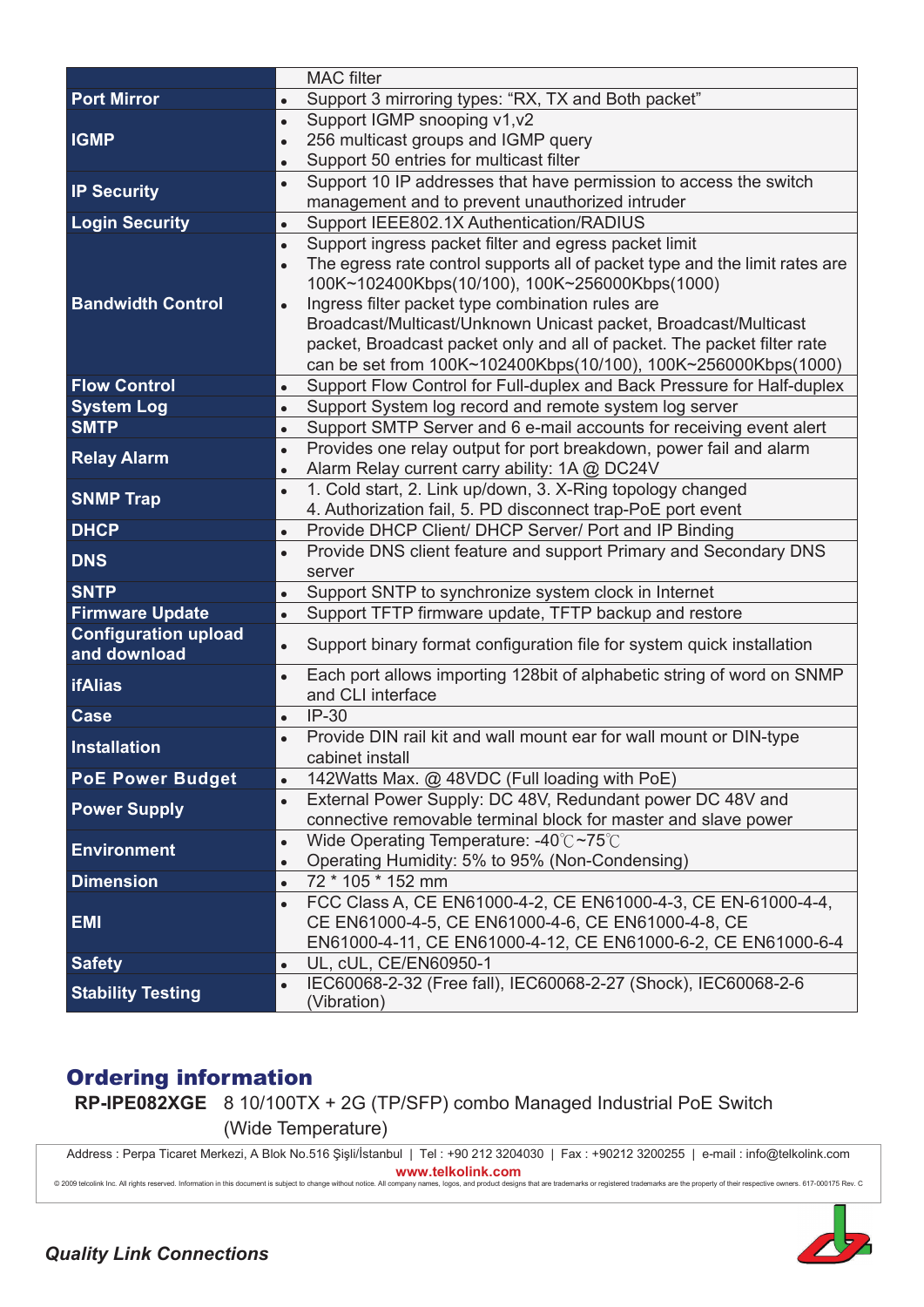| | |
|---|---|
| | MAC filter |
| **Port Mirror** | • Support 3 mirroring types: "RX, TX and Both packet" |
| **IGMP** | • Support IGMP snooping v1,v2<br>• 256 multicast groups and IGMP query<br>• Support 50 entries for multicast filter |
| **IP Security** | • Support 10 IP addresses that have permission to access the switch management and to prevent unauthorized intruder |
| **Login Security** | • Support IEEE802.1X Authentication/RADIUS |
| **Bandwidth Control** | • Support ingress packet filter and egress packet limit<br>• The egress rate control supports all of packet type and the limit rates are 100K~102400Kbps(10/100), 100K~256000Kbps(1000)<br>• Ingress filter packet type combination rules are Broadcast/Multicast/Unknown Unicast packet, Broadcast/Multicast packet, Broadcast packet only and all of packet. The packet filter rate can be set from 100K~102400Kbps(10/100), 100K~256000Kbps(1000) |
| **Flow Control** | • Support Flow Control for Full-duplex and Back Pressure for Half-duplex |
| **System Log** | • Support System log record and remote system log server |
| **SMTP** | • Support SMTP Server and 6 e-mail accounts for receiving event alert |
| **Relay Alarm** | • Provides one relay output for port breakdown, power fail and alarm<br>• Alarm Relay current carry ability: 1A @ DC24V |
| **SNMP Trap** | • 1. Cold start, 2. Link up/down, 3. X-Ring topology changed 4. Authorization fail, 5. PD disconnect trap-PoE port event |
| **DHCP** | • Provide DHCP Client/ DHCP Server/ Port and IP Binding |
| **DNS** | • Provide DNS client feature and support Primary and Secondary DNS server |
| **SNTP** | • Support SNTP to synchronize system clock in Internet |
| **Firmware Update** | • Support TFTP firmware update, TFTP backup and restore |
| **Configuration upload and download** | • Support binary format configuration file for system quick installation |
| **ifAlias** | • Each port allows importing 128bit of alphabetic string of word on SNMP and CLI interface |
| **Case** | • IP-30 |
| **Installation** | • Provide DIN rail kit and wall mount ear for wall mount or DIN-type cabinet install |
| **PoE Power Budget** | • 142Watts Max. @ 48VDC (Full loading with PoE) |
| **Power Supply** | • External Power Supply: DC 48V, Redundant power DC 48V and connective removable terminal block for master and slave power |
| **Environment** | • Wide Operating Temperature: -40℃~75℃<br>• Operating Humidity: 5% to 95% (Non-Condensing) |
| **Dimension** | • 72 * 105 * 152 mm |
| **EMI** | • FCC Class A, CE EN61000-4-2, CE EN61000-4-3, CE EN-61000-4-4, CE EN61000-4-5, CE EN61000-4-6, CE EN61000-4-8, CE EN61000-4-11, CE EN61000-4-12, CE EN61000-6-2, CE EN61000-6-4 |
| **Safety** | • UL, cUL, CE/EN60950-1 |
| **Stability Testing** | • IEC60068-2-32 (Free fall), IEC60068-2-27 (Shock), IEC60068-2-6 (Vibration) |

## Ordering information

**RP-IPE082XGE** 8 10/100TX + 2G (TP/SFP) combo Managed Industrial PoE Switch (Wide Temperature)

Address : Perpa Ticaret Merkezi, A Blok No.516 Şişli/İstanbul | Tel : +90 212 3204030 | Fax : +90212 3200255 | e-mail : info@telkolink.com

**www.telkolink.com**

© 2009 telcolink Inc. All rights reserved. Information in this document is subject to change without notice. All company names, logos, and product designs that are trademarks or registered trademarks are the property of their respective owners. 617-000175 Rev. C

***Quality Link Connections***